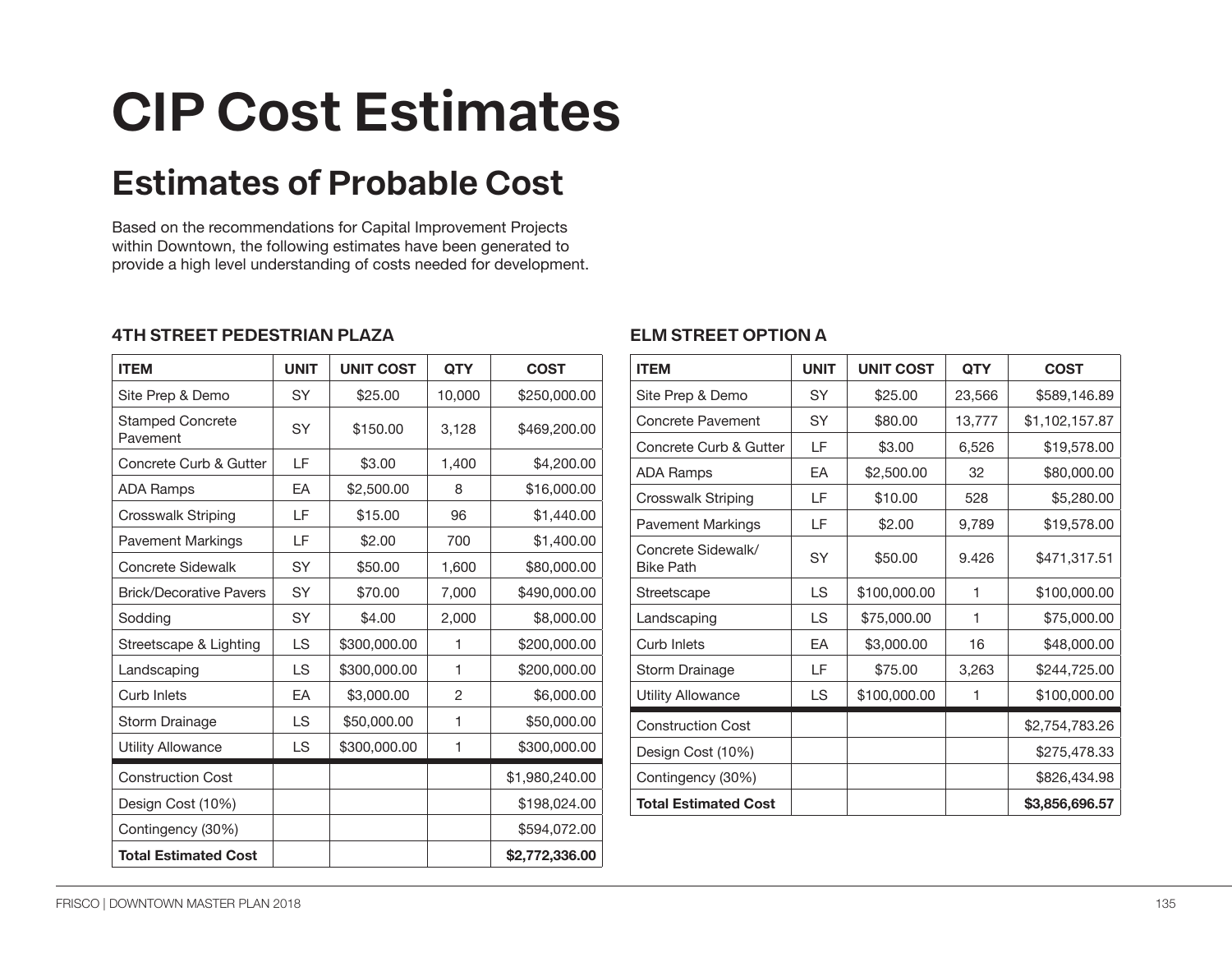# CIP Cost Estimates

## Estimates of Probable Cost

Based on the recommendations for Capital Improvement Projects within Downtown, the following estimates have been generated to provide a high level understanding of costs needed for development.

### 4TH STREET PEDESTRIAN PLAZA

| ITEM | UNIT | UNIT COST | QTY | COST |
|---|---|---|---|---|
| Site Prep & Demo | SY | $25.00 | 10,000 | $250,000.00 |
| Stamped Concrete Pavement | SY | $150.00 | 3,128 | $469,200.00 |
| Concrete Curb & Gutter | LF | $3.00 | 1,400 | $4,200.00 |
| ADA Ramps | EA | $2,500.00 | 8 | $16,000.00 |
| Crosswalk Striping | LF | $15.00 | 96 | $1,440.00 |
| Pavement Markings | LF | $2.00 | 700 | $1,400.00 |
| Concrete Sidewalk | SY | $50.00 | 1,600 | $80,000.00 |
| Brick/Decorative Pavers | SY | $70.00 | 7,000 | $490,000.00 |
| Sodding | SY | $4.00 | 2,000 | $8,000.00 |
| Streetscape & Lighting | LS | $300,000.00 | 1 | $200,000.00 |
| Landscaping | LS | $300,000.00 | 1 | $200,000.00 |
| Curb Inlets | EA | $3,000.00 | 2 | $6,000.00 |
| Storm Drainage | LS | $50,000.00 | 1 | $50,000.00 |
| Utility Allowance | LS | $300,000.00 | 1 | $300,000.00 |
| Construction Cost | | | | $1,980,240.00 |
| Design Cost (10%) | | | | $198,024.00 |
| Contingency (30%) | | | | $594,072.00 |
| **Total Estimated Cost** | | | | **$2,772,336.00** |

### ELM STREET OPTION A

| ITEM | UNIT | UNIT COST | QTY | COST |
|---|---|---|---|---|
| Site Prep & Demo | SY | $25.00 | 23,566 | $589,146.89 |
| Concrete Pavement | SY | $80.00 | 13,777 | $1,102,157.87 |
| Concrete Curb & Gutter | LF | $3.00 | 6,526 | $19,578.00 |
| ADA Ramps | EA | $2,500.00 | 32 | $80,000.00 |
| Crosswalk Striping | LF | $10.00 | 528 | $5,280.00 |
| Pavement Markings | LF | $2.00 | 9,789 | $19,578.00 |
| Concrete Sidewalk/ Bike Path | SY | $50.00 | 9.426 | $471,317.51 |
| Streetscape | LS | $100,000.00 | 1 | $100,000.00 |
| Landscaping | LS | $75,000.00 | 1 | $75,000.00 |
| Curb Inlets | EA | $3,000.00 | 16 | $48,000.00 |
| Storm Drainage | LF | $75.00 | 3,263 | $244,725.00 |
| Utility Allowance | LS | $100,000.00 | 1 | $100,000.00 |
| Construction Cost | | | | $2,754,783.26 |
| Design Cost (10%) | | | | $275,478.33 |
| Contingency (30%) | | | | $826,434.98 |
| **Total Estimated Cost** | | | | **$3,856,696.57** |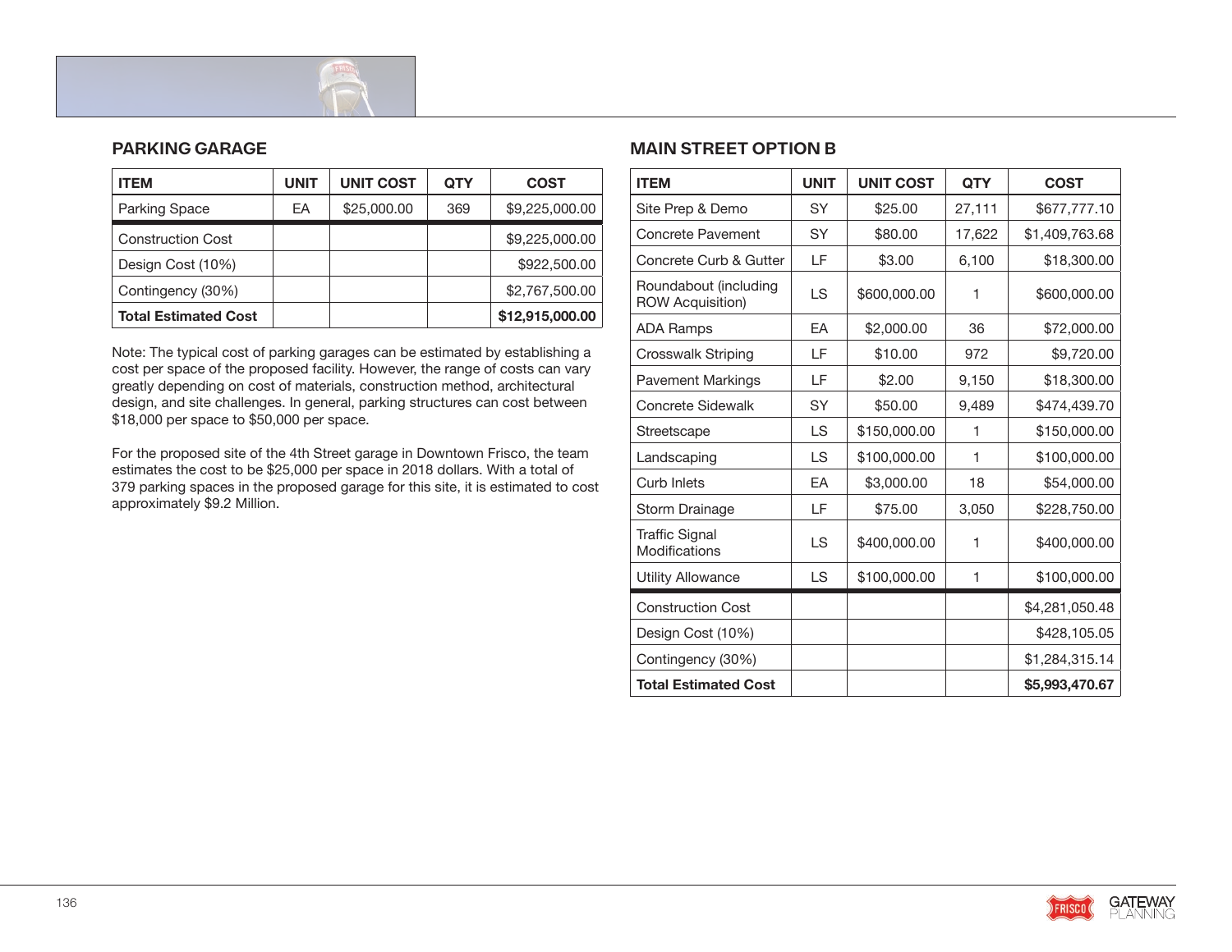## PARKING GARAGE

| ITEM | UNIT | UNIT COST | QTY | COST |
|---|---|---|---|---|
| Parking Space | EA | $25,000.00 | 369 | $9,225,000.00 |
| Construction Cost | | | | $9,225,000.00 |
| Design Cost (10%) | | | | $922,500.00 |
| Contingency (30%) | | | | $2,767,500.00 |
| **Total Estimated Cost** | | | | **$12,915,000.00** |

Note: The typical cost of parking garages can be estimated by establishing a cost per space of the proposed facility. However, the range of costs can vary greatly depending on cost of materials, construction method, architectural design, and site challenges. In general, parking structures can cost between $18,000 per space to $50,000 per space.

For the proposed site of the 4th Street garage in Downtown Frisco, the team estimates the cost to be $25,000 per space in 2018 dollars. With a total of 379 parking spaces in the proposed garage for this site, it is estimated to cost approximately $9.2 Million.

## MAIN STREET OPTION B

| ITEM | UNIT | UNIT COST | QTY | COST |
|---|---|---|---|---|
| Site Prep & Demo | SY | $25.00 | 27,111 | $677,777.10 |
| Concrete Pavement | SY | $80.00 | 17,622 | $1,409,763.68 |
| Concrete Curb & Gutter | LF | $3.00 | 6,100 | $18,300.00 |
| Roundabout (including ROW Acquisition) | LS | $600,000.00 | 1 | $600,000.00 |
| ADA Ramps | EA | $2,000.00 | 36 | $72,000.00 |
| Crosswalk Striping | LF | $10.00 | 972 | $9,720.00 |
| Pavement Markings | LF | $2.00 | 9,150 | $18,300.00 |
| Concrete Sidewalk | SY | $50.00 | 9,489 | $474,439.70 |
| Streetscape | LS | $150,000.00 | 1 | $150,000.00 |
| Landscaping | LS | $100,000.00 | 1 | $100,000.00 |
| Curb Inlets | EA | $3,000.00 | 18 | $54,000.00 |
| Storm Drainage | LF | $75.00 | 3,050 | $228,750.00 |
| Traffic Signal Modifications | LS | $400,000.00 | 1 | $400,000.00 |
| Utility Allowance | LS | $100,000.00 | 1 | $100,000.00 |
| Construction Cost | | | | $4,281,050.48 |
| Design Cost (10%) | | | | $428,105.05 |
| Contingency (30%) | | | | $1,284,315.14 |
| **Total Estimated Cost** | | | | **$5,993,470.67** |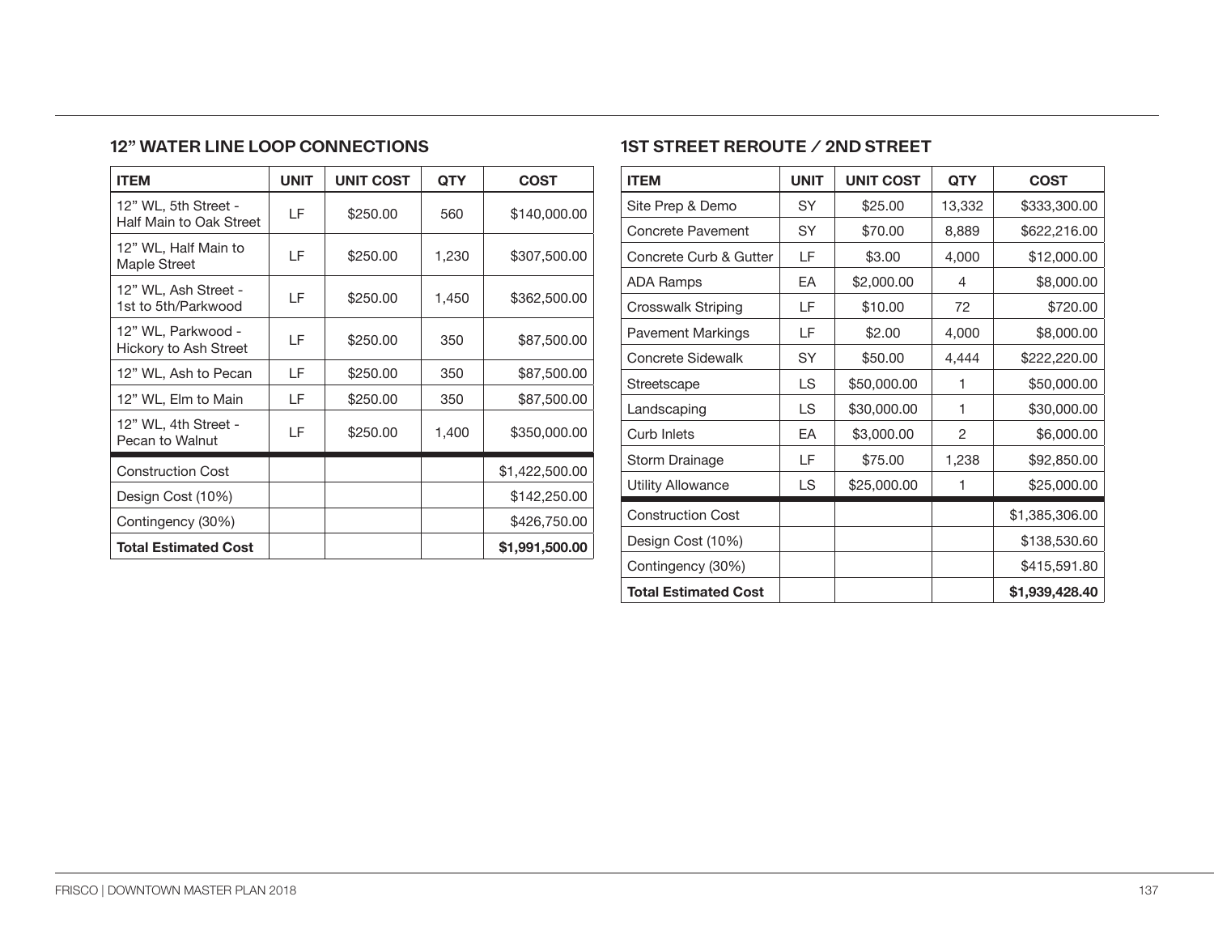## 12" WATER LINE LOOP CONNECTIONS

| ITEM | UNIT | UNIT COST | QTY | COST |
|---|---|---|---|---|
| 12" WL, 5th Street - Half Main to Oak Street | LF | $250.00 | 560 | $140,000.00 |
| 12" WL, Half Main to Maple Street | LF | $250.00 | 1,230 | $307,500.00 |
| 12" WL, Ash Street - 1st to 5th/Parkwood | LF | $250.00 | 1,450 | $362,500.00 |
| 12" WL, Parkwood - Hickory to Ash Street | LF | $250.00 | 350 | $87,500.00 |
| 12" WL, Ash to Pecan | LF | $250.00 | 350 | $87,500.00 |
| 12" WL, Elm to Main | LF | $250.00 | 350 | $87,500.00 |
| 12" WL, 4th Street - Pecan to Walnut | LF | $250.00 | 1,400 | $350,000.00 |
| Construction Cost | | | | $1,422,500.00 |
| Design Cost (10%) | | | | $142,250.00 |
| Contingency (30%) | | | | $426,750.00 |
| **Total Estimated Cost** | | | | **$1,991,500.00** |

## 1ST STREET REROUTE / 2ND STREET

| ITEM | UNIT | UNIT COST | QTY | COST |
|---|---|---|---|---|
| Site Prep & Demo | SY | $25.00 | 13,332 | $333,300.00 |
| Concrete Pavement | SY | $70.00 | 8,889 | $622,216.00 |
| Concrete Curb & Gutter | LF | $3.00 | 4,000 | $12,000.00 |
| ADA Ramps | EA | $2,000.00 | 4 | $8,000.00 |
| Crosswalk Striping | LF | $10.00 | 72 | $720.00 |
| Pavement Markings | LF | $2.00 | 4,000 | $8,000.00 |
| Concrete Sidewalk | SY | $50.00 | 4,444 | $222,220.00 |
| Streetscape | LS | $50,000.00 | 1 | $50,000.00 |
| Landscaping | LS | $30,000.00 | 1 | $30,000.00 |
| Curb Inlets | EA | $3,000.00 | 2 | $6,000.00 |
| Storm Drainage | LF | $75.00 | 1,238 | $92,850.00 |
| Utility Allowance | LS | $25,000.00 | 1 | $25,000.00 |
| Construction Cost | | | | $1,385,306.00 |
| Design Cost (10%) | | | | $138,530.60 |
| Contingency (30%) | | | | $415,591.80 |
| **Total Estimated Cost** | | | | **$1,939,428.40** |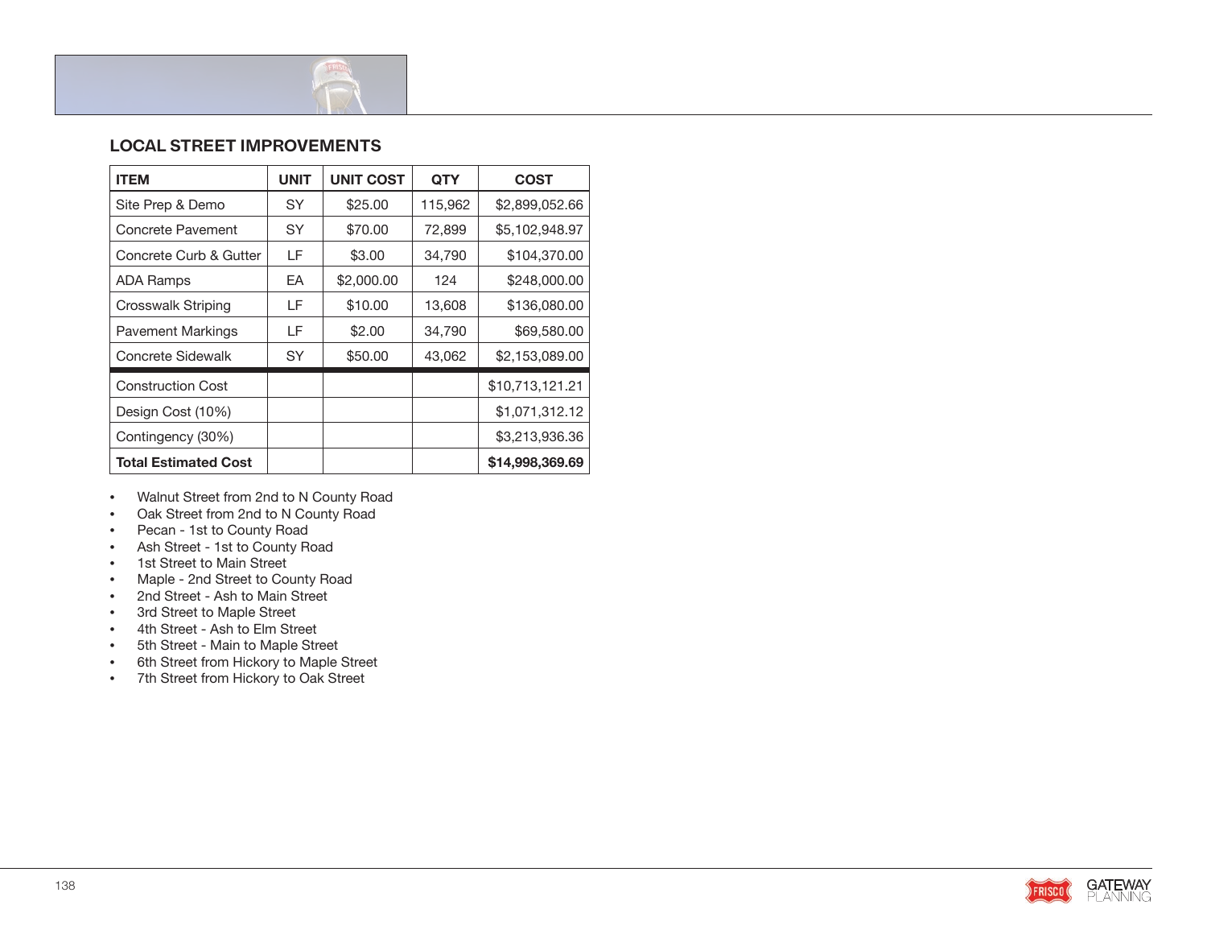## LOCAL STREET IMPROVEMENTS

| ITEM | UNIT | UNIT COST | QTY | COST |
|---|---|---|---|---|
| Site Prep & Demo | SY | $25.00 | 115,962 | $2,899,052.66 |
| Concrete Pavement | SY | $70.00 | 72,899 | $5,102,948.97 |
| Concrete Curb & Gutter | LF | $3.00 | 34,790 | $104,370.00 |
| ADA Ramps | EA | $2,000.00 | 124 | $248,000.00 |
| Crosswalk Striping | LF | $10.00 | 13,608 | $136,080.00 |
| Pavement Markings | LF | $2.00 | 34,790 | $69,580.00 |
| Concrete Sidewalk | SY | $50.00 | 43,062 | $2,153,089.00 |
| Construction Cost | | | | $10,713,121.21 |
| Design Cost (10%) | | | | $1,071,312.12 |
| Contingency (30%) | | | | $3,213,936.36 |
| **Total Estimated Cost** | | | | **$14,998,369.69** |

- Walnut Street from 2nd to N County Road
- Oak Street from 2nd to N County Road
- Pecan - 1st to County Road
- Ash Street - 1st to County Road
- 1st Street to Main Street
- Maple - 2nd Street to County Road
- 2nd Street - Ash to Main Street
- 3rd Street to Maple Street
- 4th Street - Ash to Elm Street
- 5th Street - Main to Maple Street
- 6th Street from Hickory to Maple Street
- 7th Street from Hickory to Oak Street